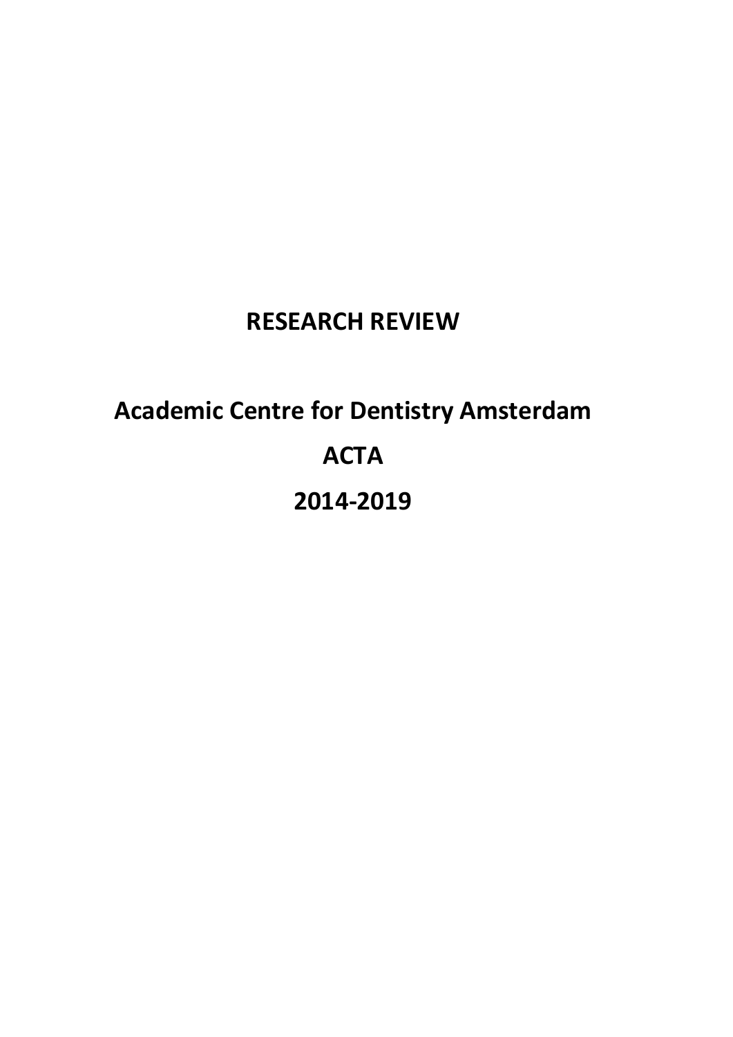# RESEARCH REVIEW

# Academic Centre for Dentistry Amsterdam

# ACTA

# 2014-2019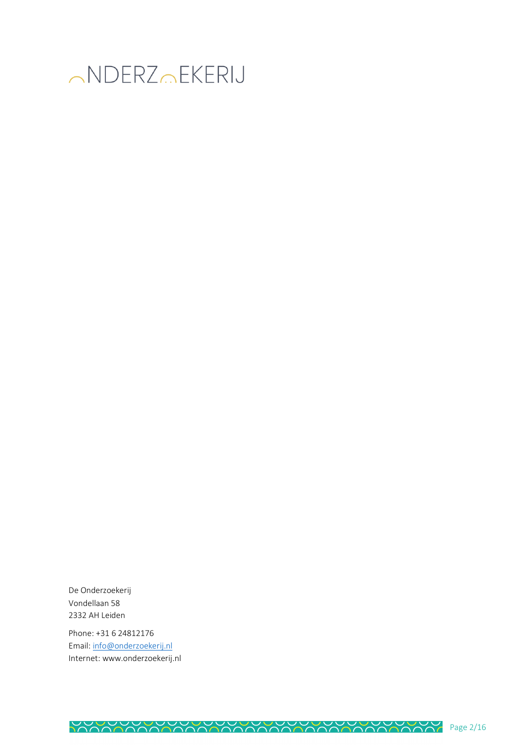ONDERZOEKERIJ

De Onderzoekerij
Vondellaan 58
2332 AH Leiden

Phone: +31 6 24812176
Email: info@onderzoekerij.nl
Internet: www.onderzoekerij.nl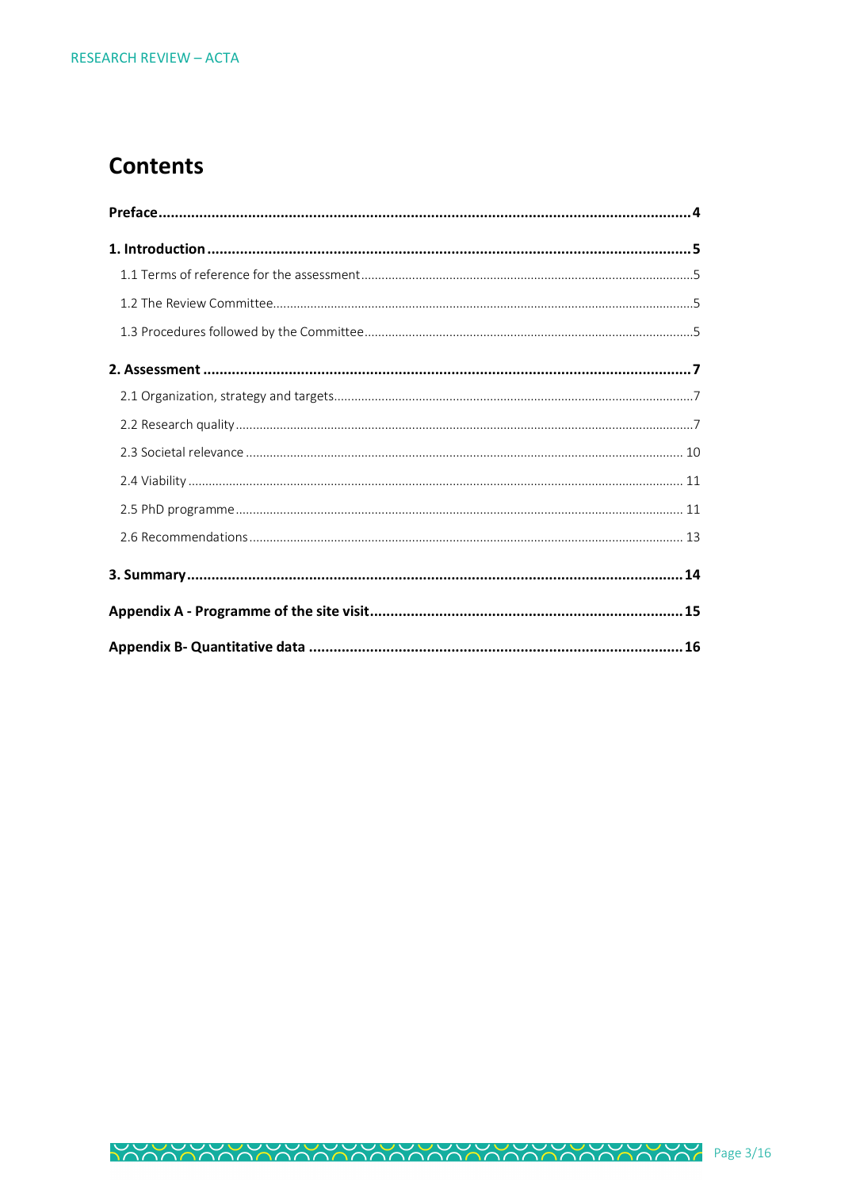# Contents

**Preface** .......... **4**

**1. Introduction** .......... **5**

- 1.1 Terms of reference for the assessment .......... 5
- 1.2 The Review Committee .......... 5
- 1.3 Procedures followed by the Committee .......... 5

**2. Assessment** .......... **7**

- 2.1 Organization, strategy and targets .......... 7
- 2.2 Research quality .......... 7
- 2.3 Societal relevance .......... 10
- 2.4 Viability .......... 11
- 2.5 PhD programme .......... 11
- 2.6 Recommendations .......... 13

**3. Summary** .......... **14**

**Appendix A - Programme of the site visit** .......... **15**

**Appendix B- Quantitative data** .......... **16**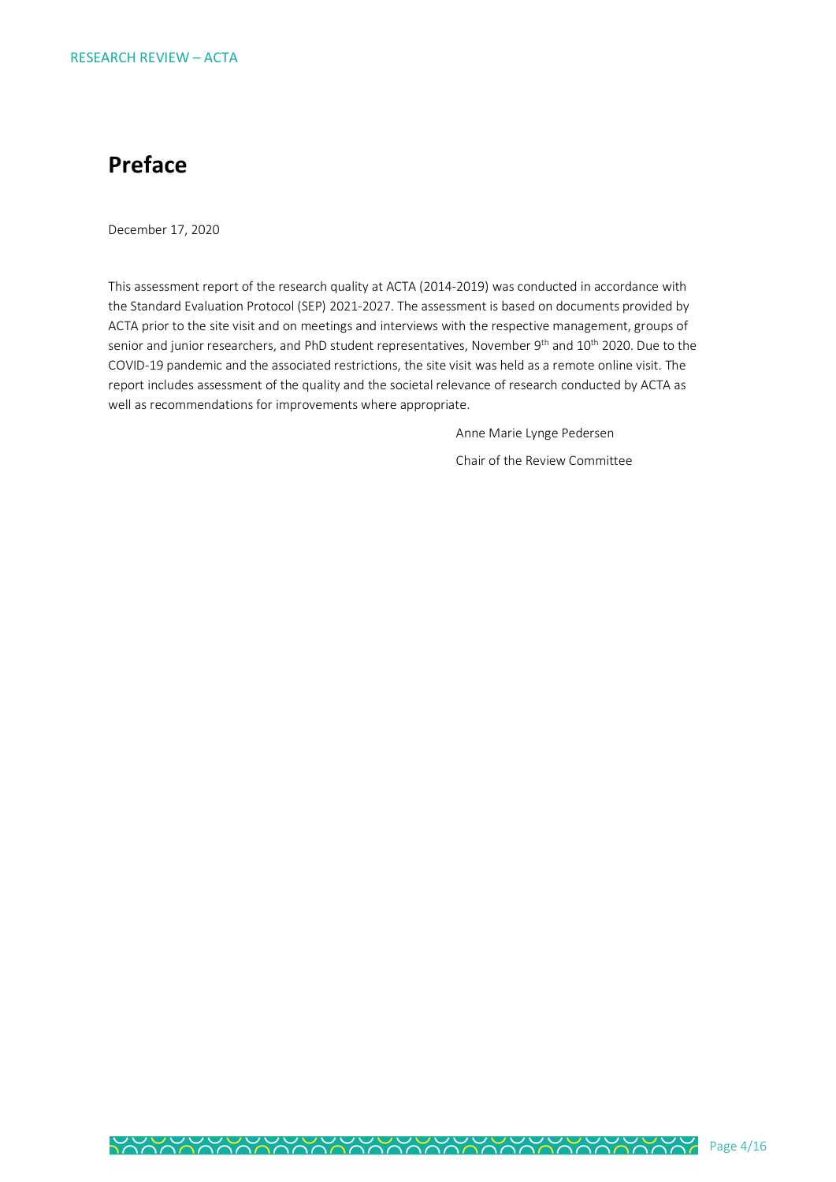# Preface

December 17, 2020

This assessment report of the research quality at ACTA (2014-2019) was conducted in accordance with the Standard Evaluation Protocol (SEP) 2021-2027. The assessment is based on documents provided by ACTA prior to the site visit and on meetings and interviews with the respective management, groups of senior and junior researchers, and PhD student representatives, November 9th and 10th 2020. Due to the COVID-19 pandemic and the associated restrictions, the site visit was held as a remote online visit. The report includes assessment of the quality and the societal relevance of research conducted by ACTA as well as recommendations for improvements where appropriate.

Anne Marie Lynge Pedersen

Chair of the Review Committee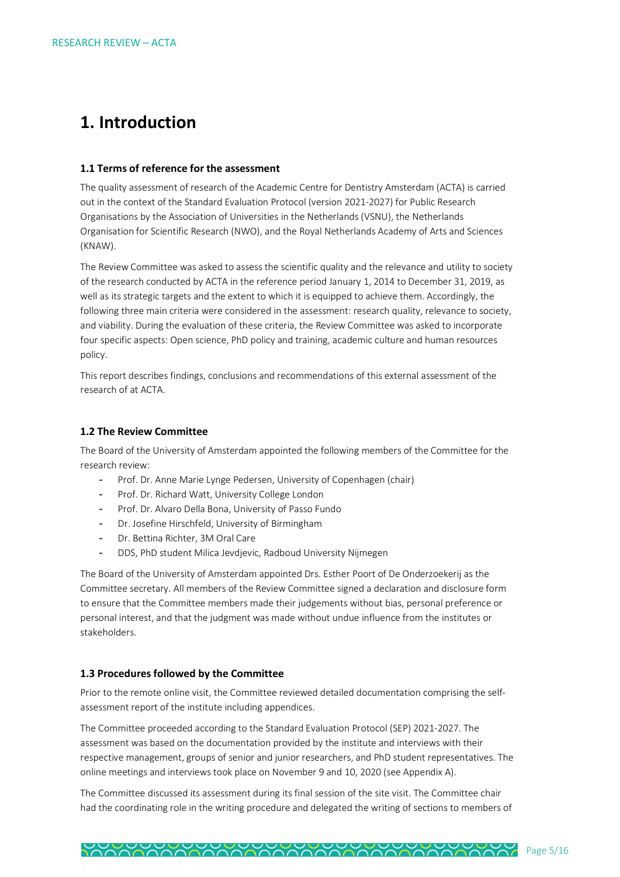# 1. Introduction

### 1.1 Terms of reference for the assessment

The quality assessment of research of the Academic Centre for Dentistry Amsterdam (ACTA) is carried out in the context of the Standard Evaluation Protocol (version 2021-2027) for Public Research Organisations by the Association of Universities in the Netherlands (VSNU), the Netherlands Organisation for Scientific Research (NWO), and the Royal Netherlands Academy of Arts and Sciences (KNAW).

The Review Committee was asked to assess the scientific quality and the relevance and utility to society of the research conducted by ACTA in the reference period January 1, 2014 to December 31, 2019, as well as its strategic targets and the extent to which it is equipped to achieve them. Accordingly, the following three main criteria were considered in the assessment: research quality, relevance to society, and viability. During the evaluation of these criteria, the Review Committee was asked to incorporate four specific aspects: Open science, PhD policy and training, academic culture and human resources policy.

This report describes findings, conclusions and recommendations of this external assessment of the research of at ACTA.

### 1.2 The Review Committee

The Board of the University of Amsterdam appointed the following members of the Committee for the research review:

- Prof. Dr. Anne Marie Lynge Pedersen, University of Copenhagen (chair)
- Prof. Dr. Richard Watt, University College London
- Prof. Dr. Alvaro Della Bona, University of Passo Fundo
- Dr. Josefine Hirschfeld, University of Birmingham
- Dr. Bettina Richter, 3M Oral Care
- DDS, PhD student Milica Jevdjevic, Radboud University Nijmegen

The Board of the University of Amsterdam appointed Drs. Esther Poort of De Onderzoekerij as the Committee secretary. All members of the Review Committee signed a declaration and disclosure form to ensure that the Committee members made their judgements without bias, personal preference or personal interest, and that the judgment was made without undue influence from the institutes or stakeholders.

### 1.3 Procedures followed by the Committee

Prior to the remote online visit, the Committee reviewed detailed documentation comprising the self-assessment report of the institute including appendices.

The Committee proceeded according to the Standard Evaluation Protocol (SEP) 2021-2027. The assessment was based on the documentation provided by the institute and interviews with their respective management, groups of senior and junior researchers, and PhD student representatives. The online meetings and interviews took place on November 9 and 10, 2020 (see Appendix A).

The Committee discussed its assessment during its final session of the site visit. The Committee chair had the coordinating role in the writing procedure and delegated the writing of sections to members of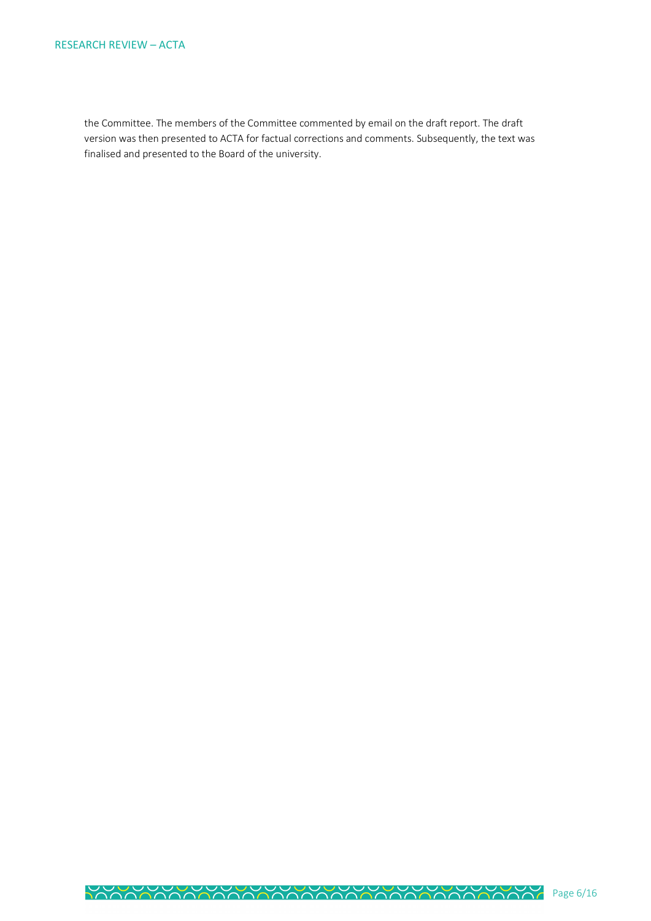the Committee. The members of the Committee commented by email on the draft report. The draft version was then presented to ACTA for factual corrections and comments. Subsequently, the text was finalised and presented to the Board of the university.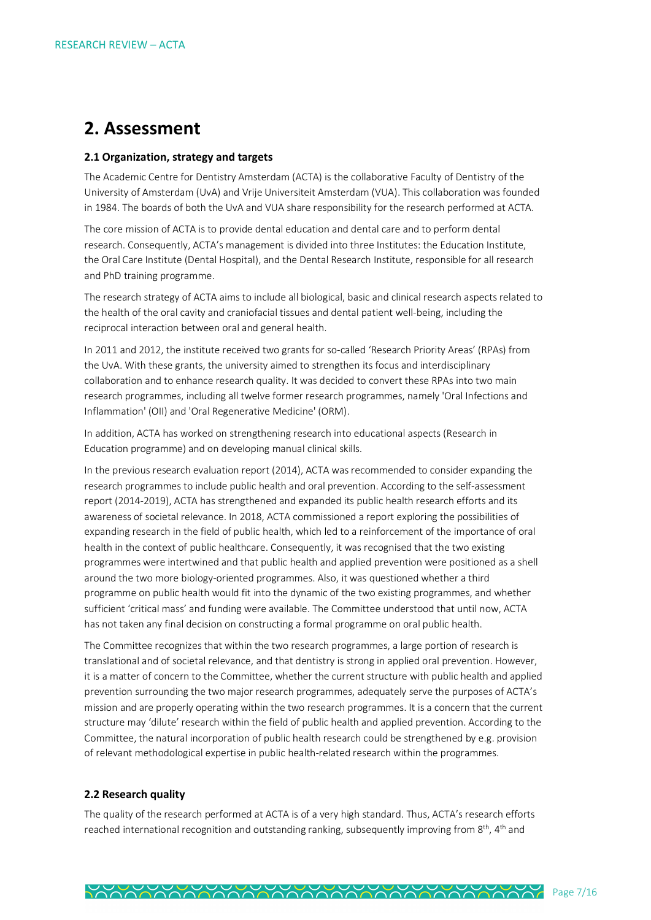# 2. Assessment

### 2.1 Organization, strategy and targets

The Academic Centre for Dentistry Amsterdam (ACTA) is the collaborative Faculty of Dentistry of the University of Amsterdam (UvA) and Vrije Universiteit Amsterdam (VUA). This collaboration was founded in 1984. The boards of both the UvA and VUA share responsibility for the research performed at ACTA.

The core mission of ACTA is to provide dental education and dental care and to perform dental research. Consequently, ACTA's management is divided into three Institutes: the Education Institute, the Oral Care Institute (Dental Hospital), and the Dental Research Institute, responsible for all research and PhD training programme.

The research strategy of ACTA aims to include all biological, basic and clinical research aspects related to the health of the oral cavity and craniofacial tissues and dental patient well-being, including the reciprocal interaction between oral and general health.

In 2011 and 2012, the institute received two grants for so-called 'Research Priority Areas' (RPAs) from the UvA. With these grants, the university aimed to strengthen its focus and interdisciplinary collaboration and to enhance research quality. It was decided to convert these RPAs into two main research programmes, including all twelve former research programmes, namely 'Oral Infections and Inflammation' (OII) and 'Oral Regenerative Medicine' (ORM).

In addition, ACTA has worked on strengthening research into educational aspects (Research in Education programme) and on developing manual clinical skills.

In the previous research evaluation report (2014), ACTA was recommended to consider expanding the research programmes to include public health and oral prevention. According to the self-assessment report (2014-2019), ACTA has strengthened and expanded its public health research efforts and its awareness of societal relevance. In 2018, ACTA commissioned a report exploring the possibilities of expanding research in the field of public health, which led to a reinforcement of the importance of oral health in the context of public healthcare. Consequently, it was recognised that the two existing programmes were intertwined and that public health and applied prevention were positioned as a shell around the two more biology-oriented programmes. Also, it was questioned whether a third programme on public health would fit into the dynamic of the two existing programmes, and whether sufficient 'critical mass' and funding were available. The Committee understood that until now, ACTA has not taken any final decision on constructing a formal programme on oral public health.

The Committee recognizes that within the two research programmes, a large portion of research is translational and of societal relevance, and that dentistry is strong in applied oral prevention. However, it is a matter of concern to the Committee, whether the current structure with public health and applied prevention surrounding the two major research programmes, adequately serve the purposes of ACTA's mission and are properly operating within the two research programmes. It is a concern that the current structure may 'dilute' research within the field of public health and applied prevention. According to the Committee, the natural incorporation of public health research could be strengthened by e.g. provision of relevant methodological expertise in public health-related research within the programmes.

### 2.2 Research quality

The quality of the research performed at ACTA is of a very high standard. Thus, ACTA's research efforts reached international recognition and outstanding ranking, subsequently improving from 8th, 4th and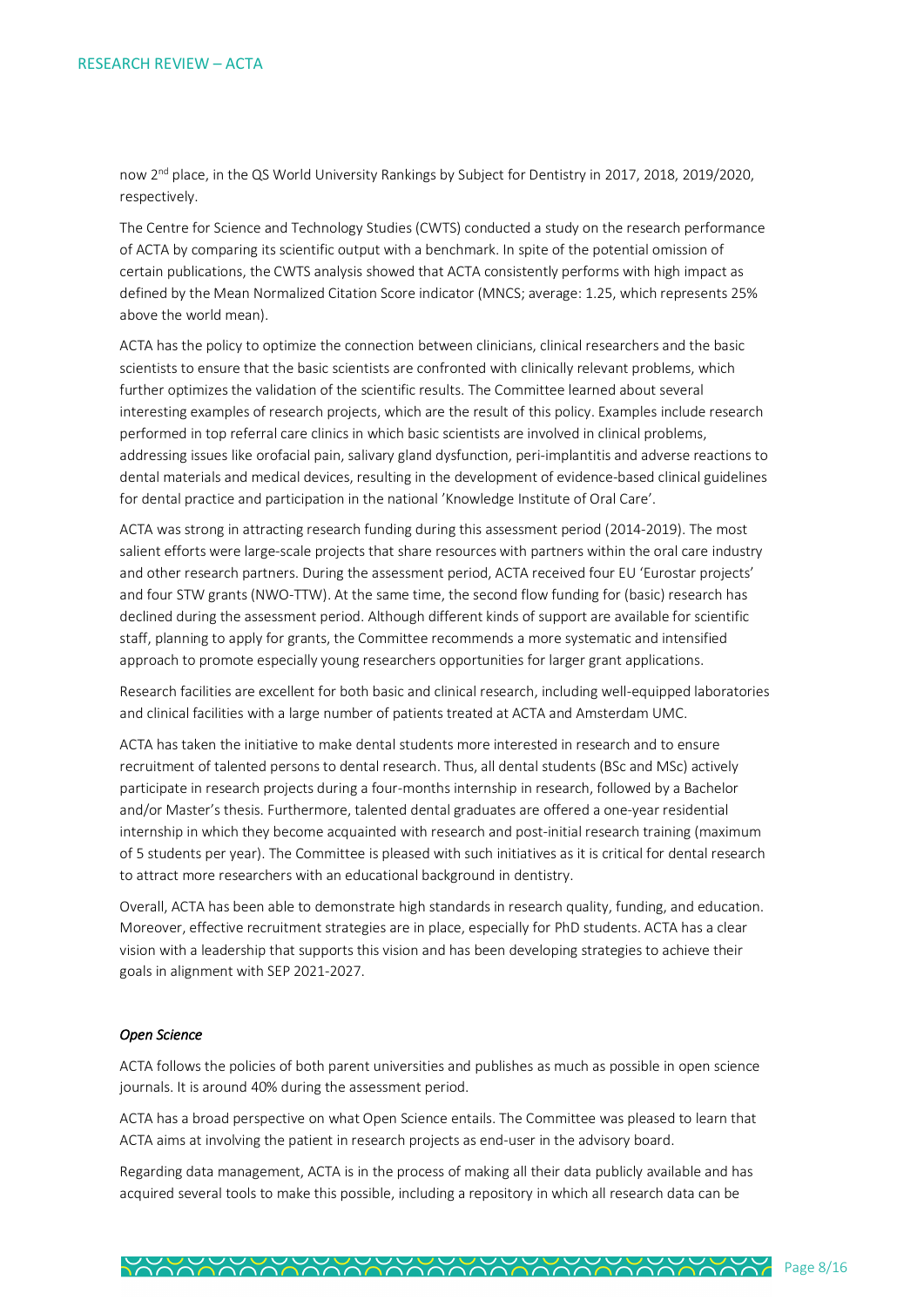now 2nd place, in the QS World University Rankings by Subject for Dentistry in 2017, 2018, 2019/2020, respectively.

The Centre for Science and Technology Studies (CWTS) conducted a study on the research performance of ACTA by comparing its scientific output with a benchmark. In spite of the potential omission of certain publications, the CWTS analysis showed that ACTA consistently performs with high impact as defined by the Mean Normalized Citation Score indicator (MNCS; average: 1.25, which represents 25% above the world mean).

ACTA has the policy to optimize the connection between clinicians, clinical researchers and the basic scientists to ensure that the basic scientists are confronted with clinically relevant problems, which further optimizes the validation of the scientific results. The Committee learned about several interesting examples of research projects, which are the result of this policy. Examples include research performed in top referral care clinics in which basic scientists are involved in clinical problems, addressing issues like orofacial pain, salivary gland dysfunction, peri-implantitis and adverse reactions to dental materials and medical devices, resulting in the development of evidence-based clinical guidelines for dental practice and participation in the national 'Knowledge Institute of Oral Care'.

ACTA was strong in attracting research funding during this assessment period (2014-2019). The most salient efforts were large-scale projects that share resources with partners within the oral care industry and other research partners. During the assessment period, ACTA received four EU 'Eurostar projects' and four STW grants (NWO-TTW). At the same time, the second flow funding for (basic) research has declined during the assessment period. Although different kinds of support are available for scientific staff, planning to apply for grants, the Committee recommends a more systematic and intensified approach to promote especially young researchers opportunities for larger grant applications.

Research facilities are excellent for both basic and clinical research, including well-equipped laboratories and clinical facilities with a large number of patients treated at ACTA and Amsterdam UMC.

ACTA has taken the initiative to make dental students more interested in research and to ensure recruitment of talented persons to dental research. Thus, all dental students (BSc and MSc) actively participate in research projects during a four-months internship in research, followed by a Bachelor and/or Master's thesis. Furthermore, talented dental graduates are offered a one-year residential internship in which they become acquainted with research and post-initial research training (maximum of 5 students per year). The Committee is pleased with such initiatives as it is critical for dental research to attract more researchers with an educational background in dentistry.

Overall, ACTA has been able to demonstrate high standards in research quality, funding, and education. Moreover, effective recruitment strategies are in place, especially for PhD students. ACTA has a clear vision with a leadership that supports this vision and has been developing strategies to achieve their goals in alignment with SEP 2021-2027.

*Open Science*

ACTA follows the policies of both parent universities and publishes as much as possible in open science journals. It is around 40% during the assessment period.

ACTA has a broad perspective on what Open Science entails. The Committee was pleased to learn that ACTA aims at involving the patient in research projects as end-user in the advisory board.

Regarding data management, ACTA is in the process of making all their data publicly available and has acquired several tools to make this possible, including a repository in which all research data can be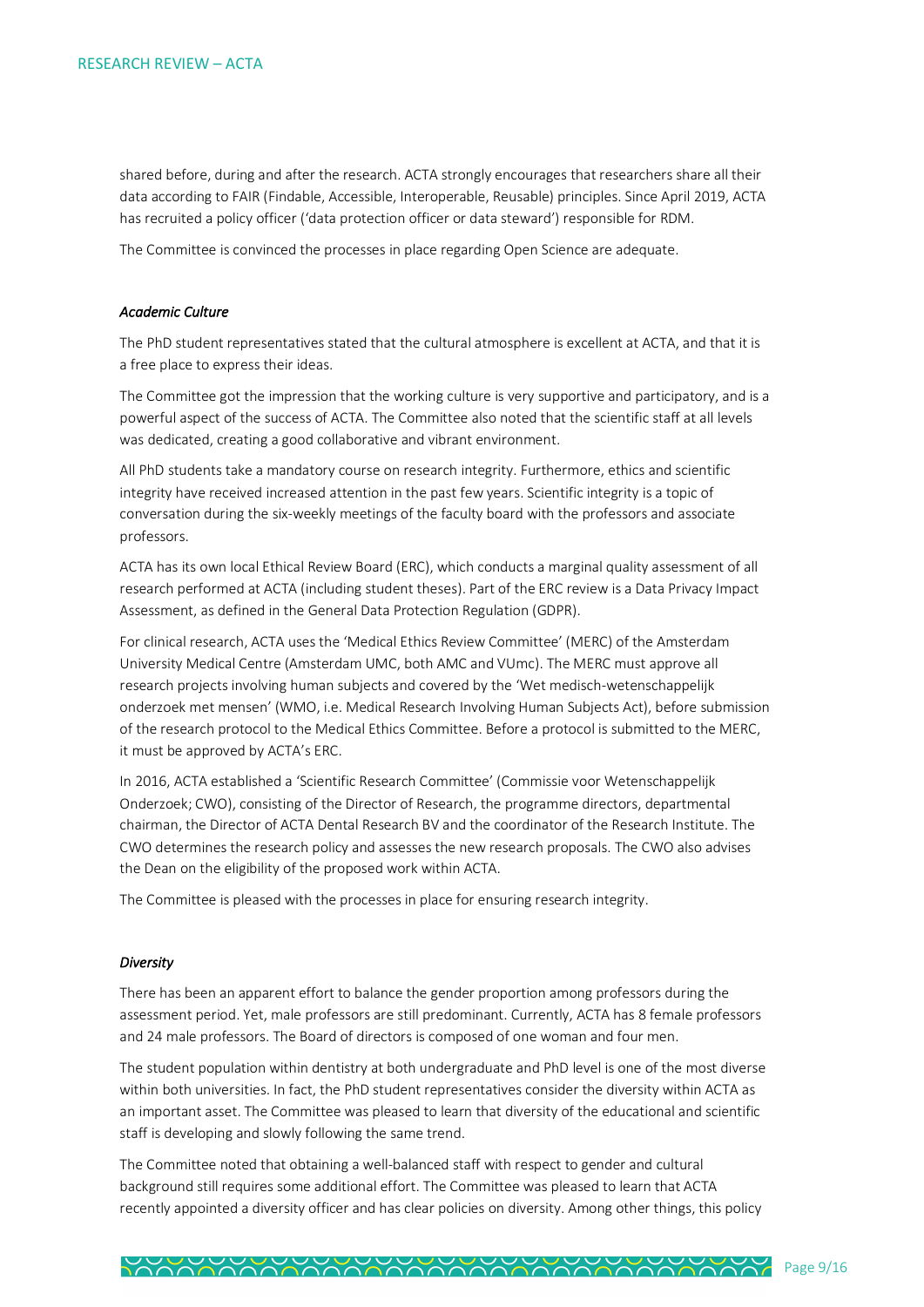shared before, during and after the research. ACTA strongly encourages that researchers share all their data according to FAIR (Findable, Accessible, Interoperable, Reusable) principles. Since April 2019, ACTA has recruited a policy officer ('data protection officer or data steward') responsible for RDM.

The Committee is convinced the processes in place regarding Open Science are adequate.

### *Academic Culture*

The PhD student representatives stated that the cultural atmosphere is excellent at ACTA, and that it is a free place to express their ideas.

The Committee got the impression that the working culture is very supportive and participatory, and is a powerful aspect of the success of ACTA. The Committee also noted that the scientific staff at all levels was dedicated, creating a good collaborative and vibrant environment.

All PhD students take a mandatory course on research integrity. Furthermore, ethics and scientific integrity have received increased attention in the past few years. Scientific integrity is a topic of conversation during the six-weekly meetings of the faculty board with the professors and associate professors.

ACTA has its own local Ethical Review Board (ERC), which conducts a marginal quality assessment of all research performed at ACTA (including student theses). Part of the ERC review is a Data Privacy Impact Assessment, as defined in the General Data Protection Regulation (GDPR).

For clinical research, ACTA uses the 'Medical Ethics Review Committee' (MERC) of the Amsterdam University Medical Centre (Amsterdam UMC, both AMC and VUmc). The MERC must approve all research projects involving human subjects and covered by the 'Wet medisch-wetenschappelijk onderzoek met mensen' (WMO, i.e. Medical Research Involving Human Subjects Act), before submission of the research protocol to the Medical Ethics Committee. Before a protocol is submitted to the MERC, it must be approved by ACTA's ERC.

In 2016, ACTA established a 'Scientific Research Committee' (Commissie voor Wetenschappelijk Onderzoek; CWO), consisting of the Director of Research, the programme directors, departmental chairman, the Director of ACTA Dental Research BV and the coordinator of the Research Institute. The CWO determines the research policy and assesses the new research proposals. The CWO also advises the Dean on the eligibility of the proposed work within ACTA.

The Committee is pleased with the processes in place for ensuring research integrity.

### *Diversity*

There has been an apparent effort to balance the gender proportion among professors during the assessment period. Yet, male professors are still predominant. Currently, ACTA has 8 female professors and 24 male professors. The Board of directors is composed of one woman and four men.

The student population within dentistry at both undergraduate and PhD level is one of the most diverse within both universities. In fact, the PhD student representatives consider the diversity within ACTA as an important asset. The Committee was pleased to learn that diversity of the educational and scientific staff is developing and slowly following the same trend.

The Committee noted that obtaining a well-balanced staff with respect to gender and cultural background still requires some additional effort. The Committee was pleased to learn that ACTA recently appointed a diversity officer and has clear policies on diversity. Among other things, this policy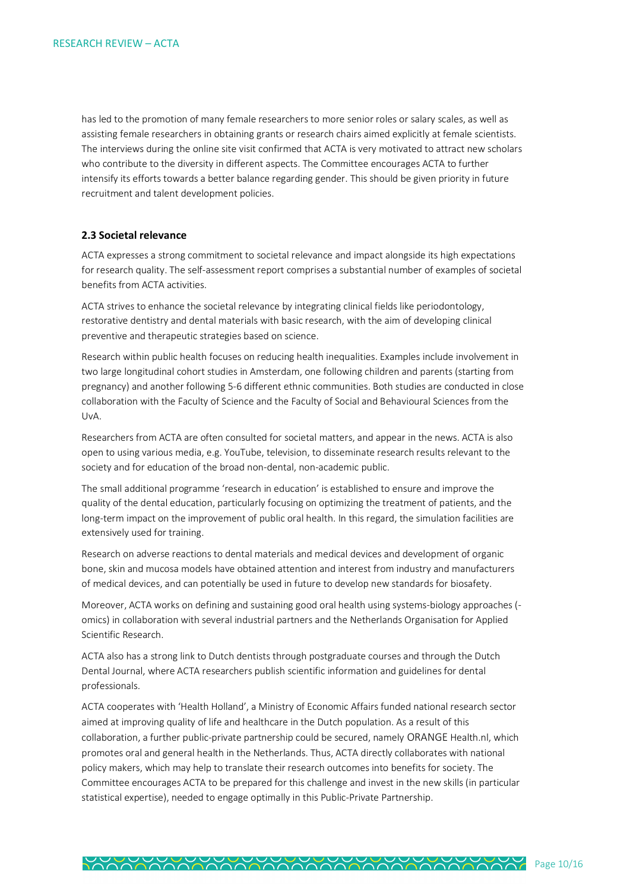has led to the promotion of many female researchers to more senior roles or salary scales, as well as assisting female researchers in obtaining grants or research chairs aimed explicitly at female scientists. The interviews during the online site visit confirmed that ACTA is very motivated to attract new scholars who contribute to the diversity in different aspects. The Committee encourages ACTA to further intensify its efforts towards a better balance regarding gender. This should be given priority in future recruitment and talent development policies.

### 2.3 Societal relevance

ACTA expresses a strong commitment to societal relevance and impact alongside its high expectations for research quality. The self-assessment report comprises a substantial number of examples of societal benefits from ACTA activities.

ACTA strives to enhance the societal relevance by integrating clinical fields like periodontology, restorative dentistry and dental materials with basic research, with the aim of developing clinical preventive and therapeutic strategies based on science.

Research within public health focuses on reducing health inequalities. Examples include involvement in two large longitudinal cohort studies in Amsterdam, one following children and parents (starting from pregnancy) and another following 5-6 different ethnic communities. Both studies are conducted in close collaboration with the Faculty of Science and the Faculty of Social and Behavioural Sciences from the UvA.

Researchers from ACTA are often consulted for societal matters, and appear in the news. ACTA is also open to using various media, e.g. YouTube, television, to disseminate research results relevant to the society and for education of the broad non-dental, non-academic public.

The small additional programme 'research in education' is established to ensure and improve the quality of the dental education, particularly focusing on optimizing the treatment of patients, and the long-term impact on the improvement of public oral health. In this regard, the simulation facilities are extensively used for training.

Research on adverse reactions to dental materials and medical devices and development of organic bone, skin and mucosa models have obtained attention and interest from industry and manufacturers of medical devices, and can potentially be used in future to develop new standards for biosafety.

Moreover, ACTA works on defining and sustaining good oral health using systems-biology approaches (-omics) in collaboration with several industrial partners and the Netherlands Organisation for Applied Scientific Research.

ACTA also has a strong link to Dutch dentists through postgraduate courses and through the Dutch Dental Journal, where ACTA researchers publish scientific information and guidelines for dental professionals.

ACTA cooperates with 'Health Holland', a Ministry of Economic Affairs funded national research sector aimed at improving quality of life and healthcare in the Dutch population. As a result of this collaboration, a further public-private partnership could be secured, namely ORANGE Health.nl, which promotes oral and general health in the Netherlands. Thus, ACTA directly collaborates with national policy makers, which may help to translate their research outcomes into benefits for society. The Committee encourages ACTA to be prepared for this challenge and invest in the new skills (in particular statistical expertise), needed to engage optimally in this Public-Private Partnership.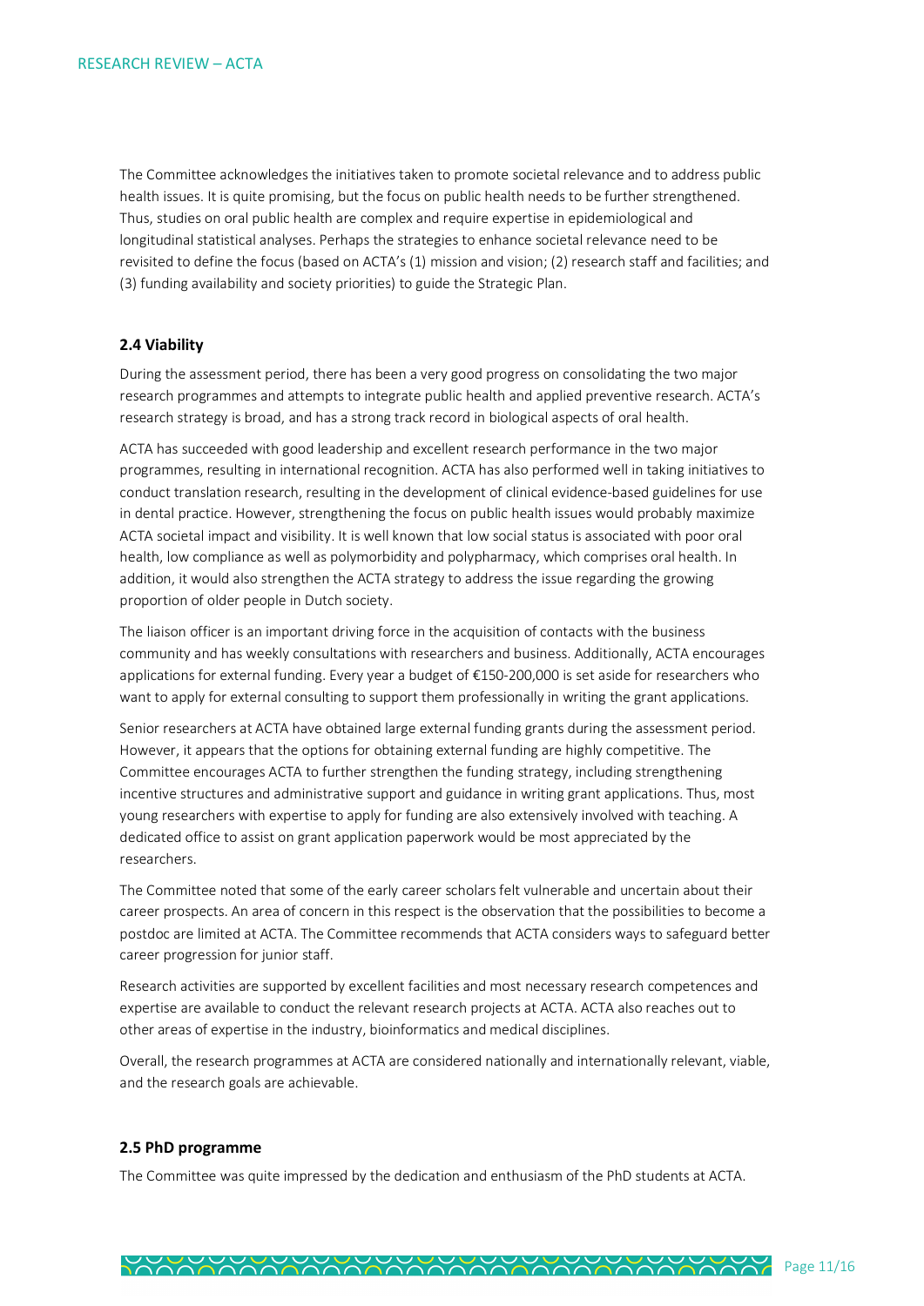The Committee acknowledges the initiatives taken to promote societal relevance and to address public health issues. It is quite promising, but the focus on public health needs to be further strengthened. Thus, studies on oral public health are complex and require expertise in epidemiological and longitudinal statistical analyses. Perhaps the strategies to enhance societal relevance need to be revisited to define the focus (based on ACTA's (1) mission and vision; (2) research staff and facilities; and (3) funding availability and society priorities) to guide the Strategic Plan.

### 2.4 Viability

During the assessment period, there has been a very good progress on consolidating the two major research programmes and attempts to integrate public health and applied preventive research. ACTA's research strategy is broad, and has a strong track record in biological aspects of oral health.

ACTA has succeeded with good leadership and excellent research performance in the two major programmes, resulting in international recognition. ACTA has also performed well in taking initiatives to conduct translation research, resulting in the development of clinical evidence-based guidelines for use in dental practice. However, strengthening the focus on public health issues would probably maximize ACTA societal impact and visibility. It is well known that low social status is associated with poor oral health, low compliance as well as polymorbidity and polypharmacy, which comprises oral health. In addition, it would also strengthen the ACTA strategy to address the issue regarding the growing proportion of older people in Dutch society.

The liaison officer is an important driving force in the acquisition of contacts with the business community and has weekly consultations with researchers and business. Additionally, ACTA encourages applications for external funding. Every year a budget of €150-200,000 is set aside for researchers who want to apply for external consulting to support them professionally in writing the grant applications.

Senior researchers at ACTA have obtained large external funding grants during the assessment period. However, it appears that the options for obtaining external funding are highly competitive. The Committee encourages ACTA to further strengthen the funding strategy, including strengthening incentive structures and administrative support and guidance in writing grant applications. Thus, most young researchers with expertise to apply for funding are also extensively involved with teaching. A dedicated office to assist on grant application paperwork would be most appreciated by the researchers.

The Committee noted that some of the early career scholars felt vulnerable and uncertain about their career prospects. An area of concern in this respect is the observation that the possibilities to become a postdoc are limited at ACTA. The Committee recommends that ACTA considers ways to safeguard better career progression for junior staff.

Research activities are supported by excellent facilities and most necessary research competences and expertise are available to conduct the relevant research projects at ACTA. ACTA also reaches out to other areas of expertise in the industry, bioinformatics and medical disciplines.

Overall, the research programmes at ACTA are considered nationally and internationally relevant, viable, and the research goals are achievable.

### 2.5 PhD programme

The Committee was quite impressed by the dedication and enthusiasm of the PhD students at ACTA.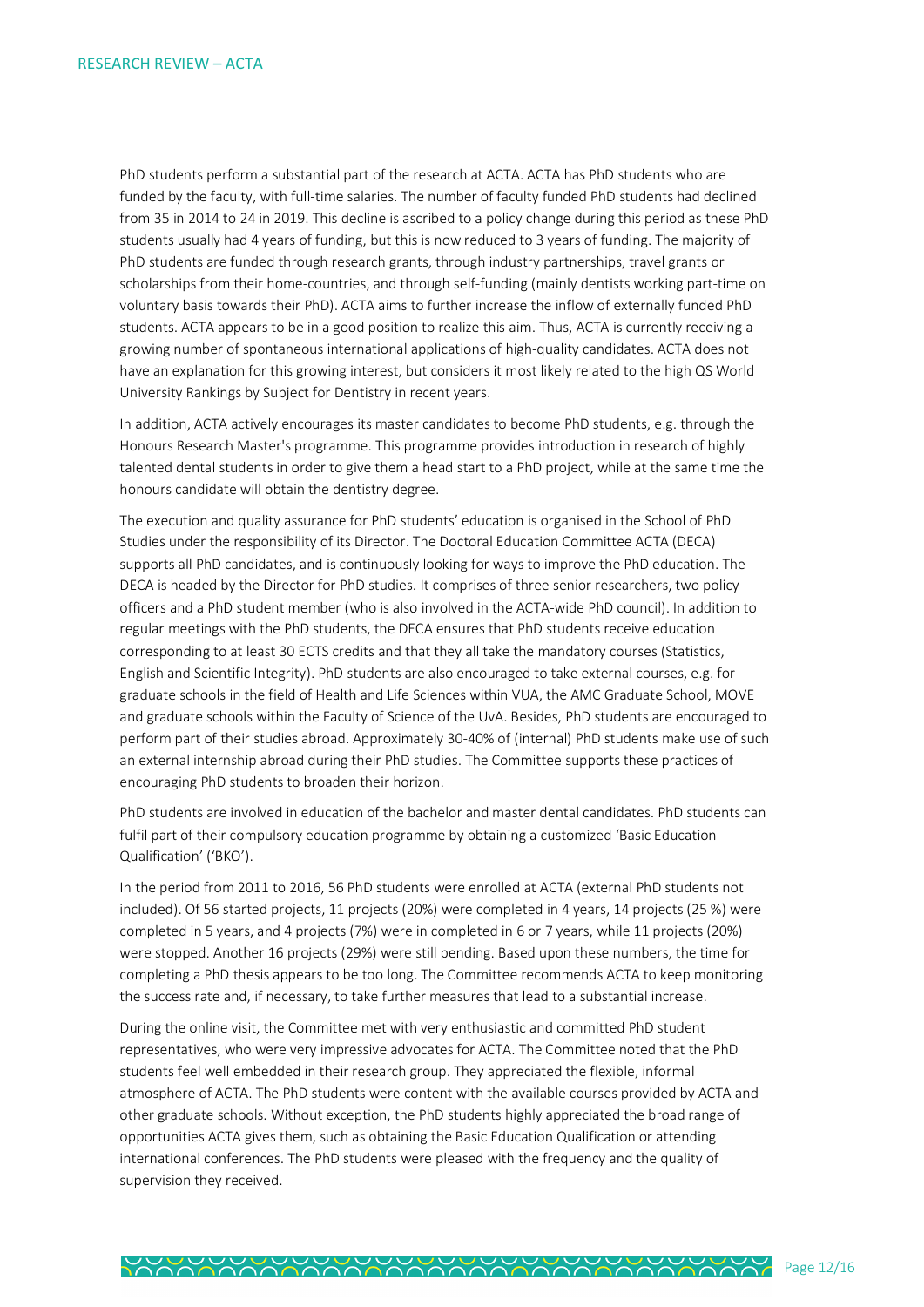PhD students perform a substantial part of the research at ACTA. ACTA has PhD students who are funded by the faculty, with full-time salaries. The number of faculty funded PhD students had declined from 35 in 2014 to 24 in 2019. This decline is ascribed to a policy change during this period as these PhD students usually had 4 years of funding, but this is now reduced to 3 years of funding. The majority of PhD students are funded through research grants, through industry partnerships, travel grants or scholarships from their home-countries, and through self-funding (mainly dentists working part-time on voluntary basis towards their PhD). ACTA aims to further increase the inflow of externally funded PhD students. ACTA appears to be in a good position to realize this aim. Thus, ACTA is currently receiving a growing number of spontaneous international applications of high-quality candidates. ACTA does not have an explanation for this growing interest, but considers it most likely related to the high QS World University Rankings by Subject for Dentistry in recent years.

In addition, ACTA actively encourages its master candidates to become PhD students, e.g. through the Honours Research Master's programme. This programme provides introduction in research of highly talented dental students in order to give them a head start to a PhD project, while at the same time the honours candidate will obtain the dentistry degree.

The execution and quality assurance for PhD students' education is organised in the School of PhD Studies under the responsibility of its Director. The Doctoral Education Committee ACTA (DECA) supports all PhD candidates, and is continuously looking for ways to improve the PhD education. The DECA is headed by the Director for PhD studies. It comprises of three senior researchers, two policy officers and a PhD student member (who is also involved in the ACTA-wide PhD council). In addition to regular meetings with the PhD students, the DECA ensures that PhD students receive education corresponding to at least 30 ECTS credits and that they all take the mandatory courses (Statistics, English and Scientific Integrity). PhD students are also encouraged to take external courses, e.g. for graduate schools in the field of Health and Life Sciences within VUA, the AMC Graduate School, MOVE and graduate schools within the Faculty of Science of the UvA. Besides, PhD students are encouraged to perform part of their studies abroad. Approximately 30-40% of (internal) PhD students make use of such an external internship abroad during their PhD studies. The Committee supports these practices of encouraging PhD students to broaden their horizon.

PhD students are involved in education of the bachelor and master dental candidates. PhD students can fulfil part of their compulsory education programme by obtaining a customized 'Basic Education Qualification' ('BKO').

In the period from 2011 to 2016, 56 PhD students were enrolled at ACTA (external PhD students not included). Of 56 started projects, 11 projects (20%) were completed in 4 years, 14 projects (25 %) were completed in 5 years, and 4 projects (7%) were in completed in 6 or 7 years, while 11 projects (20%) were stopped. Another 16 projects (29%) were still pending. Based upon these numbers, the time for completing a PhD thesis appears to be too long. The Committee recommends ACTA to keep monitoring the success rate and, if necessary, to take further measures that lead to a substantial increase.

During the online visit, the Committee met with very enthusiastic and committed PhD student representatives, who were very impressive advocates for ACTA. The Committee noted that the PhD students feel well embedded in their research group. They appreciated the flexible, informal atmosphere of ACTA. The PhD students were content with the available courses provided by ACTA and other graduate schools. Without exception, the PhD students highly appreciated the broad range of opportunities ACTA gives them, such as obtaining the Basic Education Qualification or attending international conferences. The PhD students were pleased with the frequency and the quality of supervision they received.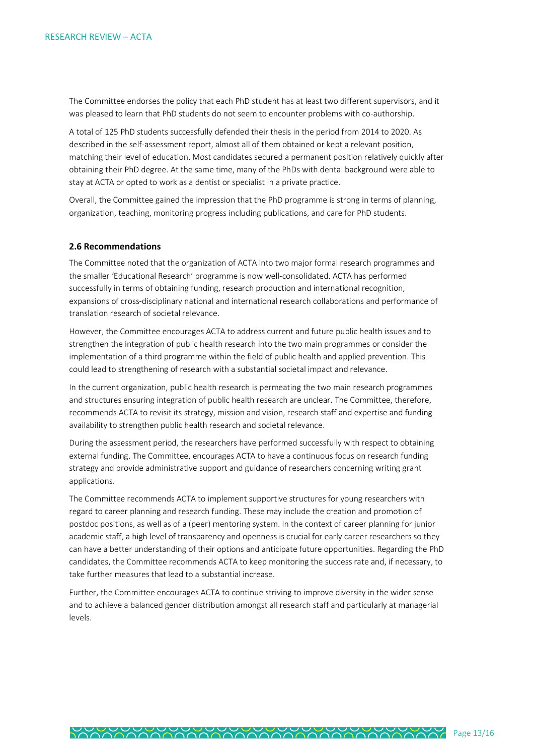The Committee endorses the policy that each PhD student has at least two different supervisors, and it was pleased to learn that PhD students do not seem to encounter problems with co-authorship.

A total of 125 PhD students successfully defended their thesis in the period from 2014 to 2020. As described in the self-assessment report, almost all of them obtained or kept a relevant position, matching their level of education. Most candidates secured a permanent position relatively quickly after obtaining their PhD degree. At the same time, many of the PhDs with dental background were able to stay at ACTA or opted to work as a dentist or specialist in a private practice.

Overall, the Committee gained the impression that the PhD programme is strong in terms of planning, organization, teaching, monitoring progress including publications, and care for PhD students.

### 2.6 Recommendations

The Committee noted that the organization of ACTA into two major formal research programmes and the smaller 'Educational Research' programme is now well-consolidated. ACTA has performed successfully in terms of obtaining funding, research production and international recognition, expansions of cross-disciplinary national and international research collaborations and performance of translation research of societal relevance.

However, the Committee encourages ACTA to address current and future public health issues and to strengthen the integration of public health research into the two main programmes or consider the implementation of a third programme within the field of public health and applied prevention. This could lead to strengthening of research with a substantial societal impact and relevance.

In the current organization, public health research is permeating the two main research programmes and structures ensuring integration of public health research are unclear. The Committee, therefore, recommends ACTA to revisit its strategy, mission and vision, research staff and expertise and funding availability to strengthen public health research and societal relevance.

During the assessment period, the researchers have performed successfully with respect to obtaining external funding. The Committee, encourages ACTA to have a continuous focus on research funding strategy and provide administrative support and guidance of researchers concerning writing grant applications.

The Committee recommends ACTA to implement supportive structures for young researchers with regard to career planning and research funding. These may include the creation and promotion of postdoc positions, as well as of a (peer) mentoring system. In the context of career planning for junior academic staff, a high level of transparency and openness is crucial for early career researchers so they can have a better understanding of their options and anticipate future opportunities. Regarding the PhD candidates, the Committee recommends ACTA to keep monitoring the success rate and, if necessary, to take further measures that lead to a substantial increase.

Further, the Committee encourages ACTA to continue striving to improve diversity in the wider sense and to achieve a balanced gender distribution amongst all research staff and particularly at managerial levels.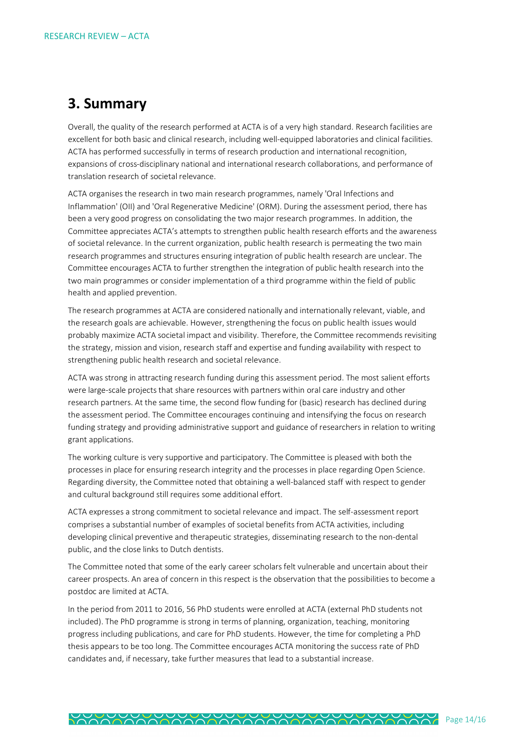# 3. Summary

Overall, the quality of the research performed at ACTA is of a very high standard. Research facilities are excellent for both basic and clinical research, including well-equipped laboratories and clinical facilities. ACTA has performed successfully in terms of research production and international recognition, expansions of cross-disciplinary national and international research collaborations, and performance of translation research of societal relevance.

ACTA organises the research in two main research programmes, namely 'Oral Infections and Inflammation' (OII) and 'Oral Regenerative Medicine' (ORM). During the assessment period, there has been a very good progress on consolidating the two major research programmes. In addition, the Committee appreciates ACTA's attempts to strengthen public health research efforts and the awareness of societal relevance. In the current organization, public health research is permeating the two main research programmes and structures ensuring integration of public health research are unclear. The Committee encourages ACTA to further strengthen the integration of public health research into the two main programmes or consider implementation of a third programme within the field of public health and applied prevention.

The research programmes at ACTA are considered nationally and internationally relevant, viable, and the research goals are achievable. However, strengthening the focus on public health issues would probably maximize ACTA societal impact and visibility. Therefore, the Committee recommends revisiting the strategy, mission and vision, research staff and expertise and funding availability with respect to strengthening public health research and societal relevance.

ACTA was strong in attracting research funding during this assessment period. The most salient efforts were large-scale projects that share resources with partners within oral care industry and other research partners. At the same time, the second flow funding for (basic) research has declined during the assessment period. The Committee encourages continuing and intensifying the focus on research funding strategy and providing administrative support and guidance of researchers in relation to writing grant applications.

The working culture is very supportive and participatory. The Committee is pleased with both the processes in place for ensuring research integrity and the processes in place regarding Open Science. Regarding diversity, the Committee noted that obtaining a well-balanced staff with respect to gender and cultural background still requires some additional effort.

ACTA expresses a strong commitment to societal relevance and impact. The self-assessment report comprises a substantial number of examples of societal benefits from ACTA activities, including developing clinical preventive and therapeutic strategies, disseminating research to the non-dental public, and the close links to Dutch dentists.

The Committee noted that some of the early career scholars felt vulnerable and uncertain about their career prospects. An area of concern in this respect is the observation that the possibilities to become a postdoc are limited at ACTA.

In the period from 2011 to 2016, 56 PhD students were enrolled at ACTA (external PhD students not included). The PhD programme is strong in terms of planning, organization, teaching, monitoring progress including publications, and care for PhD students. However, the time for completing a PhD thesis appears to be too long. The Committee encourages ACTA monitoring the success rate of PhD candidates and, if necessary, take further measures that lead to a substantial increase.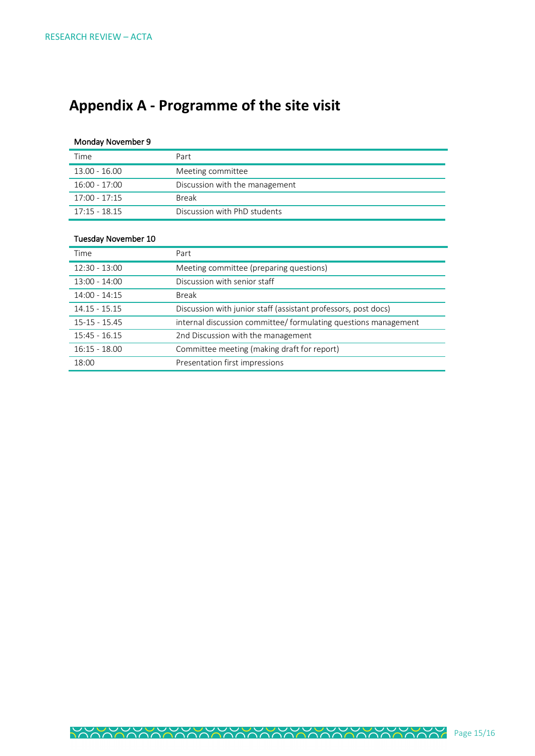# Appendix A - Programme of the site visit

Monday November 9

| Time | Part |
|---|---|
| 13.00 - 16.00 | Meeting committee |
| 16:00 - 17:00 | Discussion with the management |
| 17:00 - 17:15 | Break |
| 17:15 - 18.15 | Discussion with PhD students |

Tuesday November 10

| Time | Part |
|---|---|
| 12:30 - 13:00 | Meeting committee (preparing questions) |
| 13:00 - 14:00 | Discussion with senior staff |
| 14:00 - 14:15 | Break |
| 14.15 - 15.15 | Discussion with junior staff (assistant professors, post docs) |
| 15-15 - 15.45 | internal discussion committee/ formulating questions management |
| 15:45 - 16.15 | 2nd Discussion with the management |
| 16:15 - 18.00 | Committee meeting (making draft for report) |
| 18:00 | Presentation first impressions |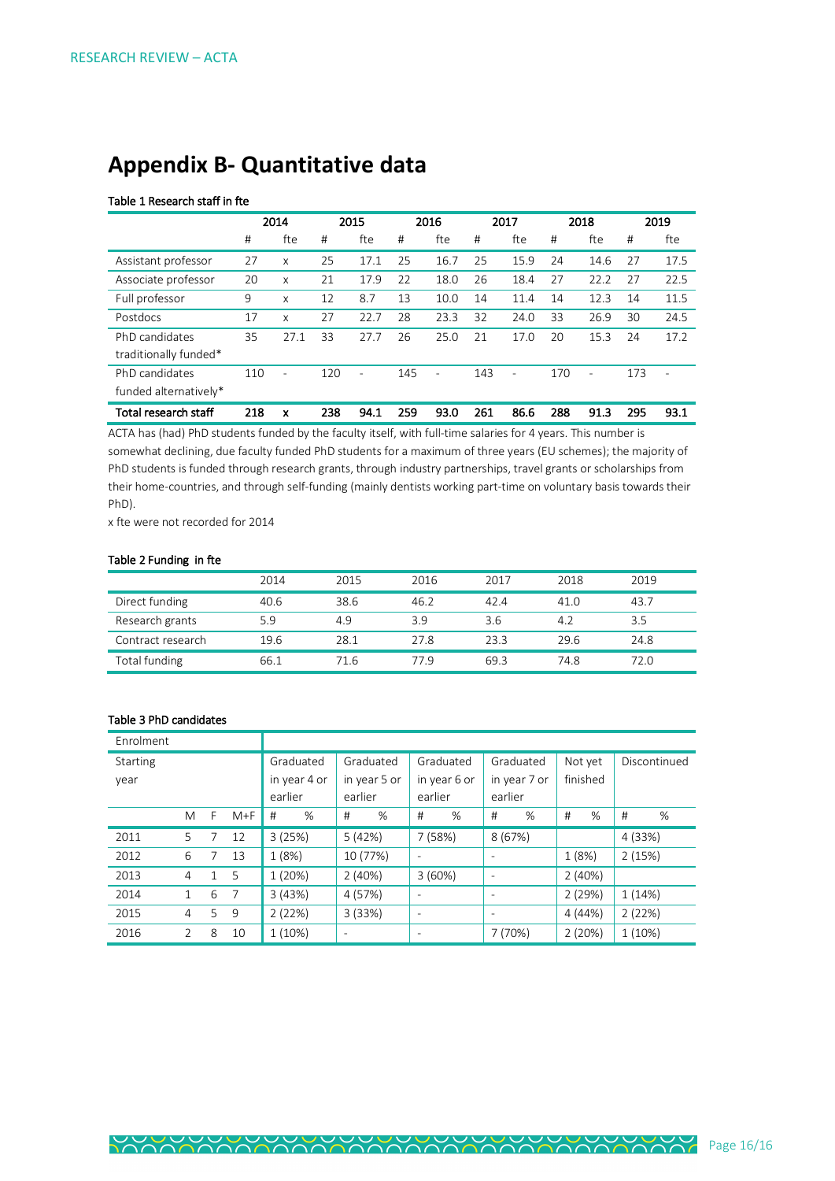# Appendix B- Quantitative data

**Table 1 Research staff in fte**

| | 2014 | | 2015 | | 2016 | | 2017 | | 2018 | | 2019 | |
|---|---|---|---|---|---|---|---|---|---|---|---|---|
| | # | fte | # | fte | # | fte | # | fte | # | fte | # | fte |
| Assistant professor | 27 | x | 25 | 17.1 | 25 | 16.7 | 25 | 15.9 | 24 | 14.6 | 27 | 17.5 |
| Associate professor | 20 | x | 21 | 17.9 | 22 | 18.0 | 26 | 18.4 | 27 | 22.2 | 27 | 22.5 |
| Full professor | 9 | x | 12 | 8.7 | 13 | 10.0 | 14 | 11.4 | 14 | 12.3 | 14 | 11.5 |
| Postdocs | 17 | x | 27 | 22.7 | 28 | 23.3 | 32 | 24.0 | 33 | 26.9 | 30 | 24.5 |
| PhD candidates traditionally funded* | 35 | 27.1 | 33 | 27.7 | 26 | 25.0 | 21 | 17.0 | 20 | 15.3 | 24 | 17.2 |
| PhD candidates funded alternatively* | 110 | - | 120 | - | 145 | - | 143 | - | 170 | - | 173 | - |
| **Total research staff** | **218** | **x** | **238** | **94.1** | **259** | **93.0** | **261** | **86.6** | **288** | **91.3** | **295** | **93.1** |

ACTA has (had) PhD students funded by the faculty itself, with full-time salaries for 4 years. This number is somewhat declining, due faculty funded PhD students for a maximum of three years (EU schemes); the majority of PhD students is funded through research grants, through industry partnerships, travel grants or scholarships from their home-countries, and through self-funding (mainly dentists working part-time on voluntary basis towards their PhD).

x fte were not recorded for 2014

**Table 2 Funding in fte**

| | 2014 | 2015 | 2016 | 2017 | 2018 | 2019 |
|---|---|---|---|---|---|---|
| Direct funding | 40.6 | 38.6 | 46.2 | 42.4 | 41.0 | 43.7 |
| Research grants | 5.9 | 4.9 | 3.9 | 3.6 | 4.2 | 3.5 |
| Contract research | 19.6 | 28.1 | 27.8 | 23.3 | 29.6 | 24.8 |
| Total funding | 66.1 | 71.6 | 77.9 | 69.3 | 74.8 | 72.0 |

**Table 3 PhD candidates**

| Enrolment | | | | | | | | | | |
|---|---|---|---|---|---|---|---|---|---|---|
| Starting year | | | | Graduated in year 4 or earlier | Graduated in year 5 or earlier | Graduated in year 6 or earlier | Graduated in year 7 or earlier | Not yet finished | Discontinued |
| | M | F | M+F | # % | # % | # % | # % | # % | # % |
| 2011 | 5 | 7 | 12 | 3 (25%) | 5 (42%) | 7 (58%) | 8 (67%) | | 4 (33%) |
| 2012 | 6 | 7 | 13 | 1 (8%) | 10 (77%) | - | - | 1 (8%) | 2 (15%) |
| 2013 | 4 | 1 | 5 | 1 (20%) | 2 (40%) | 3 (60%) | - | 2 (40%) | |
| 2014 | 1 | 6 | 7 | 3 (43%) | 4 (57%) | - | - | 2 (29%) | 1 (14%) |
| 2015 | 4 | 5 | 9 | 2 (22%) | 3 (33%) | - | - | 4 (44%) | 2 (22%) |
| 2016 | 2 | 8 | 10 | 1 (10%) | - | - | 7 (70%) | 2 (20%) | 1 (10%) |